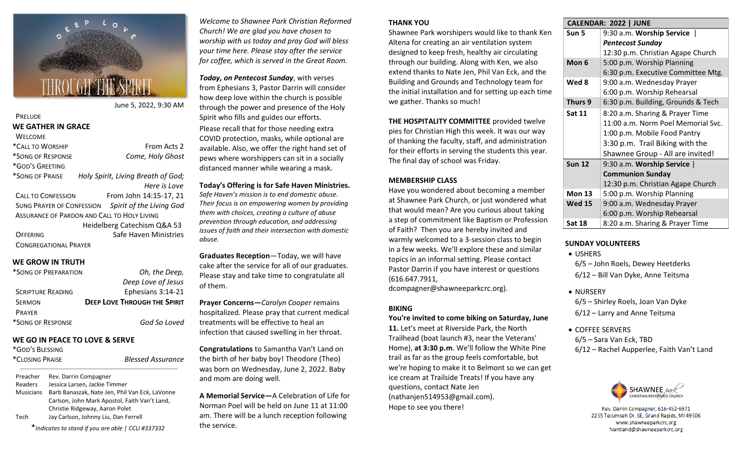DEEP LOVE THROUGH THE SPIRIT

June 5, 2022, 9:30 AM

PRELUDE

## WE GATHER IN GRACE

WELCOME

*CALL TO WORSHIP — From Acts 2

*SONG OF RESPONSE — *Come, Holy Ghost*

*GOD'S GREETING

*SONG OF PRAISE — *Holy Spirit, Living Breath of God; Here is Love*

CALL TO CONFESSION — From John 14:15-17, 21

SUNG PRAYER OF CONFESSION — *Spirit of the Living God*

ASSURANCE OF PARDON AND CALL TO HOLY LIVING — Heidelberg Catechism Q&A 53

OFFERING — Safe Haven Ministries

CONGREGATIONAL PRAYER

## WE GROW IN TRUTH

*SONG OF PREPARATION — *Oh, the Deep, Deep Love of Jesus*

SCRIPTURE READING — Ephesians 3:14-21

SERMON — **DEEP LOVE THROUGH THE SPIRIT**

PRAYER

*SONG OF RESPONSE — *God So Loved*

## WE GO IN PEACE TO LOVE & SERVE

*GOD'S BLESSING

*CLOSING PRAISE — *Blessed Assurance*

| | |
|---|---|
| Preacher | Rev. Darrin Compagner |
| Readers | Jessica Larsen, Jackie Timmer |
| Musicians | Barb Banaszak, Nate Jen, Phil Van Eck, LaVonne Carlson, John Mark Apostol, Faith Van't Land, Christie Ridgeway, Aaron Polet |
| Tech | Jay Carlson, Johnny Liu, Dan Ferrell |

**Indicates to stand if you are able | CCLI #337332*

*Welcome to Shawnee Park Christian Reformed Church! We are glad you have chosen to worship with us today and pray God will bless your time here. Please stay after the service for coffee, which is served in the Great Room.*

***Today, on Pentecost Sunday***, with verses from Ephesians 3, Pastor Darrin will consider how deep love within the church is possible through the power and presence of the Holy Spirit who fills and guides our efforts.

Please recall that for those needing extra COVID protection, masks, while optional are available. Also, we offer the right hand set of pews where worshippers can sit in a socially distanced manner while wearing a mask.

**Today's Offering is for Safe Haven Ministries.** *Safe Haven's mission is to end domestic abuse. Their focus is on empowering women by providing them with choices, creating a culture of abuse prevention through education, and addressing issues of faith and their intersection with domestic abuse.*

**Graduates Reception**—Today, we will have cake after the service for all of our graduates. Please stay and take time to congratulate all of them.

**Prayer Concerns—***Carolyn Cooper* remains hospitalized. Please pray that current medical treatments will be effective to heal an infection that caused swelling in her throat.

**Congratulations** to Samantha Van't Land on the birth of her baby boy! Theodore (Theo) was born on Wednesday, June 2, 2022. Baby and mom are doing well.

**A Memorial Service—**A Celebration of Life for Norman Poel will be held on June 11 at 11:00 am. There will be a lunch reception following the service.

**THANK YOU**

Shawnee Park worshipers would like to thank Ken Altena for creating an air ventilation system designed to keep fresh, healthy air circulating through our building. Along with Ken, we also extend thanks to Nate Jen, Phil Van Eck, and the Building and Grounds and Technology team for the initial installation and for setting up each time we gather. Thanks so much!

**THE HOSPITALITY COMMITTEE** provided twelve pies for Christian High this week. It was our way of thanking the faculty, staff, and administration for their efforts in serving the students this year. The final day of school was Friday.

**MEMBERSHIP CLASS**

Have you wondered about becoming a member at Shawnee Park Church, or just wondered what that would mean? Are you curious about taking a step of commitment like Baptism or Profession of Faith? Then you are hereby invited and warmly welcomed to a 3-session class to begin in a few weeks. We'll explore these and similar topics in an informal setting. Please contact Pastor Darrin if you have interest or questions (616.647.7911, dcompagner@shawneeparkcrc.org).

**BIKING**

**You're invited to come biking on Saturday, June 11.** Let's meet at Riverside Park, the North Trailhead (boat launch #3, near the Veterans' Home), **at 3:30 p.m**. We'll follow the White Pine trail as far as the group feels comfortable, but we're hoping to make it to Belmont so we can get ice cream at Trailside Treats! If you have any questions, contact Nate Jen (nathanjen514953@gmail.com). Hope to see you there!

| CALENDAR: 2022 \| JUNE | |
|---|---|
| **Sun 5** | 9:30 a.m. **Worship Service** \| ***Pentecost Sunday***<br>12:30 p.m. Christian Agape Church |
| **Mon 6** | 5:00 p.m. Worship Planning<br>6:30 p.m. Executive Committee Mtg. |
| **Wed 8** | 9:00 a.m. Wednesday Prayer<br>6:00 p.m. Worship Rehearsal |
| **Thurs 9** | 6:30 p.m. Building, Grounds & Tech |
| **Sat 11** | 8:20 a.m. Sharing & Prayer Time<br>11:00 a.m. Norm Poel Memorial Svc.<br>1:00 p.m. Mobile Food Pantry<br>3:30 p.m. Trail Biking with the Shawnee Group - All are invited! |
| **Sun 12** | 9:30 a.m. **Worship Service** \| **Communion Sunday**<br>12:30 p.m. Christian Agape Church |
| **Mon 13** | 5:00 p.m. Worship Planning |
| **Wed 15** | 9:00 a.m. Wednesday Prayer<br>6:00 p.m. Worship Rehearsal |
| **Sat 18** | 8:20 a.m. Sharing & Prayer Time |

**SUNDAY VOLUNTEERS**

- USHERS
  6/5 – John Roels, Dewey Heetderks
  6/12 – Bill Van Dyke, Anne Teitsma
- NURSERY
  6/5 – Shirley Roels, Joan Van Dyke
  6/12 – Larry and Anne Teitsma
- COFFEE SERVERS
  6/5 – Sara Van Eck, TBD
  6/12 – Rachel Aupperlee, Faith Van't Land

SHAWNEE park CHRISTIAN REFORMED CHURCH

Rev. Darrin Compagner, 616-452-6971
2255 Tecumseh Dr. SE, Grand Rapids, MI 49506
www.shawneeparkcrc.org
fvantland@shawneeparkcrc.org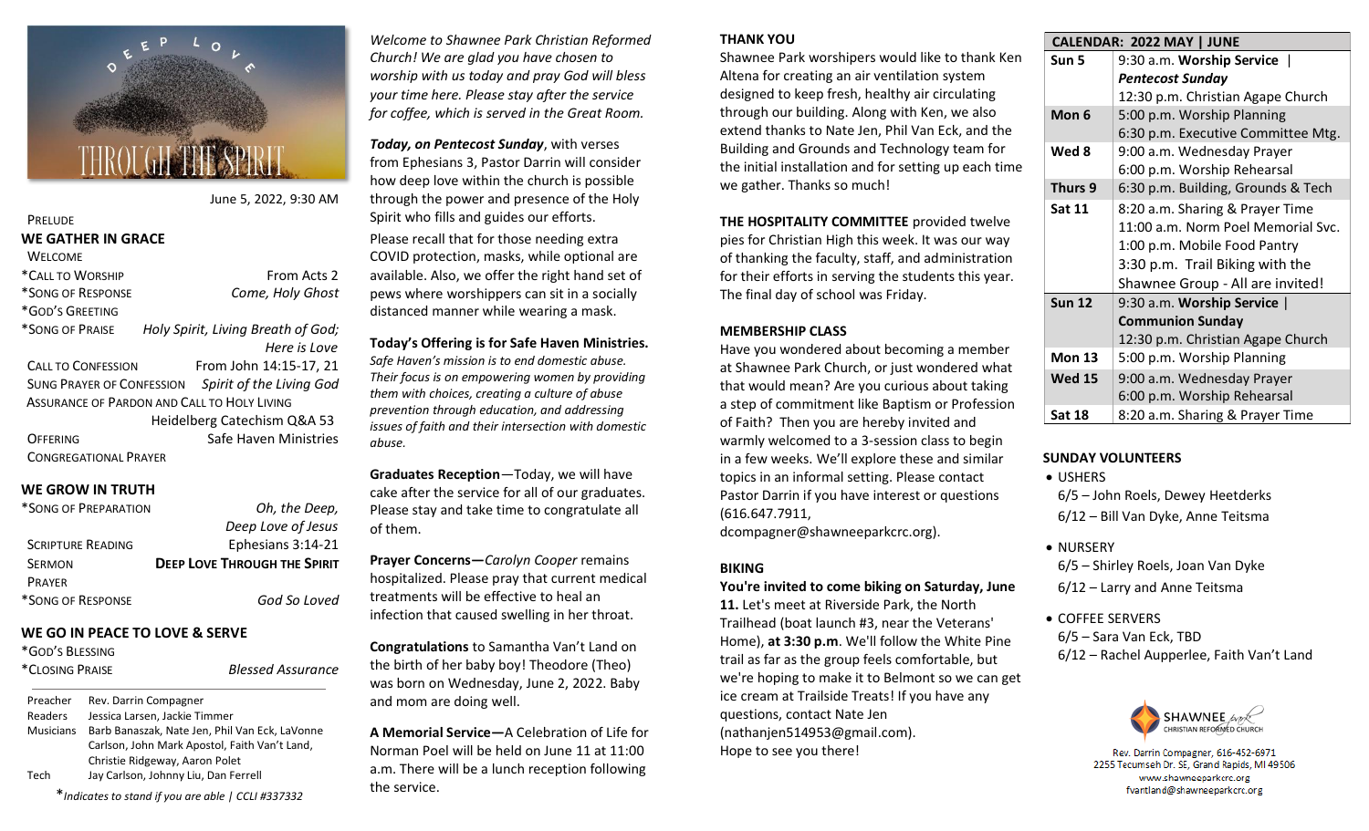June 5, 2022, 9:30 AM

PRELUDE

## WE GATHER IN GRACE

| | |
|---|---|
| WELCOME | |
| *CALL TO WORSHIP | From Acts 2 |
| *SONG OF RESPONSE | *Come, Holy Ghost* |
| *GOD'S GREETING | |
| *SONG OF PRAISE | *Holy Spirit, Living Breath of God; Here is Love* |
| CALL TO CONFESSION | From John 14:15-17, 21 |
| SUNG PRAYER OF CONFESSION | *Spirit of the Living God* |
| ASSURANCE OF PARDON AND CALL TO HOLY LIVING | Heidelberg Catechism Q&A 53 |
| OFFERING | Safe Haven Ministries |
| CONGREGATIONAL PRAYER | |

## WE GROW IN TRUTH

| | |
|---|---|
| *SONG OF PREPARATION | *Oh, the Deep, Deep Love of Jesus* |
| SCRIPTURE READING | Ephesians 3:14-21 |
| SERMON | **DEEP LOVE THROUGH THE SPIRIT** |
| PRAYER | |
| *SONG OF RESPONSE | *God So Loved* |

## WE GO IN PEACE TO LOVE & SERVE

| | |
|---|---|
| *GOD'S BLESSING | |
| *CLOSING PRAISE | *Blessed Assurance* |

| | |
|---|---|
| Preacher | Rev. Darrin Compagner |
| Readers | Jessica Larsen, Jackie Timmer |
| Musicians | Barb Banaszak, Nate Jen, Phil Van Eck, LaVonne Carlson, John Mark Apostol, Faith Van't Land, Christie Ridgeway, Aaron Polet |
| Tech | Jay Carlson, Johnny Liu, Dan Ferrell |

**Indicates to stand if you are able | CCLI #337332*

*Welcome to Shawnee Park Christian Reformed Church! We are glad you have chosen to worship with us today and pray God will bless your time here. Please stay after the service for coffee, which is served in the Great Room.*

***Today, on Pentecost Sunday***, with verses from Ephesians 3, Pastor Darrin will consider how deep love within the church is possible through the power and presence of the Holy Spirit who fills and guides our efforts.

Please recall that for those needing extra COVID protection, masks, while optional are available. Also, we offer the right hand set of pews where worshippers can sit in a socially distanced manner while wearing a mask.

**Today's Offering is for Safe Haven Ministries.** *Safe Haven's mission is to end domestic abuse. Their focus is on empowering women by providing them with choices, creating a culture of abuse prevention through education, and addressing issues of faith and their intersection with domestic abuse.*

**Graduates Reception**—Today, we will have cake after the service for all of our graduates. Please stay and take time to congratulate all of them.

**Prayer Concerns—***Carolyn Cooper* remains hospitalized. Please pray that current medical treatments will be effective to heal an infection that caused swelling in her throat.

**Congratulations** to Samantha Van't Land on the birth of her baby boy! Theodore (Theo) was born on Wednesday, June 2, 2022. Baby and mom are doing well.

**A Memorial Service—**A Celebration of Life for Norman Poel will be held on June 11 at 11:00 a.m. There will be a lunch reception following the service.

**THANK YOU**

Shawnee Park worshipers would like to thank Ken Altena for creating an air ventilation system designed to keep fresh, healthy air circulating through our building. Along with Ken, we also extend thanks to Nate Jen, Phil Van Eck, and the Building and Grounds and Technology team for the initial installation and for setting up each time we gather. Thanks so much!

**THE HOSPITALITY COMMITTEE** provided twelve pies for Christian High this week. It was our way of thanking the faculty, staff, and administration for their efforts in serving the students this year. The final day of school was Friday.

**MEMBERSHIP CLASS**

Have you wondered about becoming a member at Shawnee Park Church, or just wondered what that would mean? Are you curious about taking a step of commitment like Baptism or Profession of Faith? Then you are hereby invited and warmly welcomed to a 3-session class to begin in a few weeks. We'll explore these and similar topics in an informal setting. Please contact Pastor Darrin if you have interest or questions (616.647.7911, dcompagner@shawneeparkcrc.org).

**BIKING**

**You're invited to come biking on Saturday, June 11.** Let's meet at Riverside Park, the North Trailhead (boat launch #3, near the Veterans' Home), **at 3:30 p.m**. We'll follow the White Pine trail as far as the group feels comfortable, but we're hoping to make it to Belmont so we can get ice cream at Trailside Treats! If you have any questions, contact Nate Jen (nathanjen514953@gmail.com). Hope to see you there!

| CALENDAR: 2022 MAY \| JUNE | |
|---|---|
| **Sun 5** | 9:30 a.m. **Worship Service** \| ***Pentecost Sunday***<br>12:30 p.m. Christian Agape Church |
| **Mon 6** | 5:00 p.m. Worship Planning<br>6:30 p.m. Executive Committee Mtg. |
| **Wed 8** | 9:00 a.m. Wednesday Prayer<br>6:00 p.m. Worship Rehearsal |
| **Thurs 9** | 6:30 p.m. Building, Grounds & Tech |
| **Sat 11** | 8:20 a.m. Sharing & Prayer Time<br>11:00 a.m. Norm Poel Memorial Svc.<br>1:00 p.m. Mobile Food Pantry<br>3:30 p.m. Trail Biking with the Shawnee Group - All are invited! |
| **Sun 12** | 9:30 a.m. **Worship Service** \| **Communion Sunday**<br>12:30 p.m. Christian Agape Church |
| **Mon 13** | 5:00 p.m. Worship Planning |
| **Wed 15** | 9:00 a.m. Wednesday Prayer<br>6:00 p.m. Worship Rehearsal |
| **Sat 18** | 8:20 a.m. Sharing & Prayer Time |

**SUNDAY VOLUNTEERS**

- USHERS
  6/5 – John Roels, Dewey Heetderks
  6/12 – Bill Van Dyke, Anne Teitsma
- NURSERY
  6/5 – Shirley Roels, Joan Van Dyke
  6/12 – Larry and Anne Teitsma
- COFFEE SERVERS
  6/5 – Sara Van Eck, TBD
  6/12 – Rachel Aupperlee, Faith Van't Land

SHAWNEE park CHRISTIAN REFORMED CHURCH

Rev. Darrin Compagner, 616-452-6971
2255 Tecumseh Dr. SE, Grand Rapids, MI 49506
www.shawneeparkcrc.org
fvantland@shawneeparkcrc.org